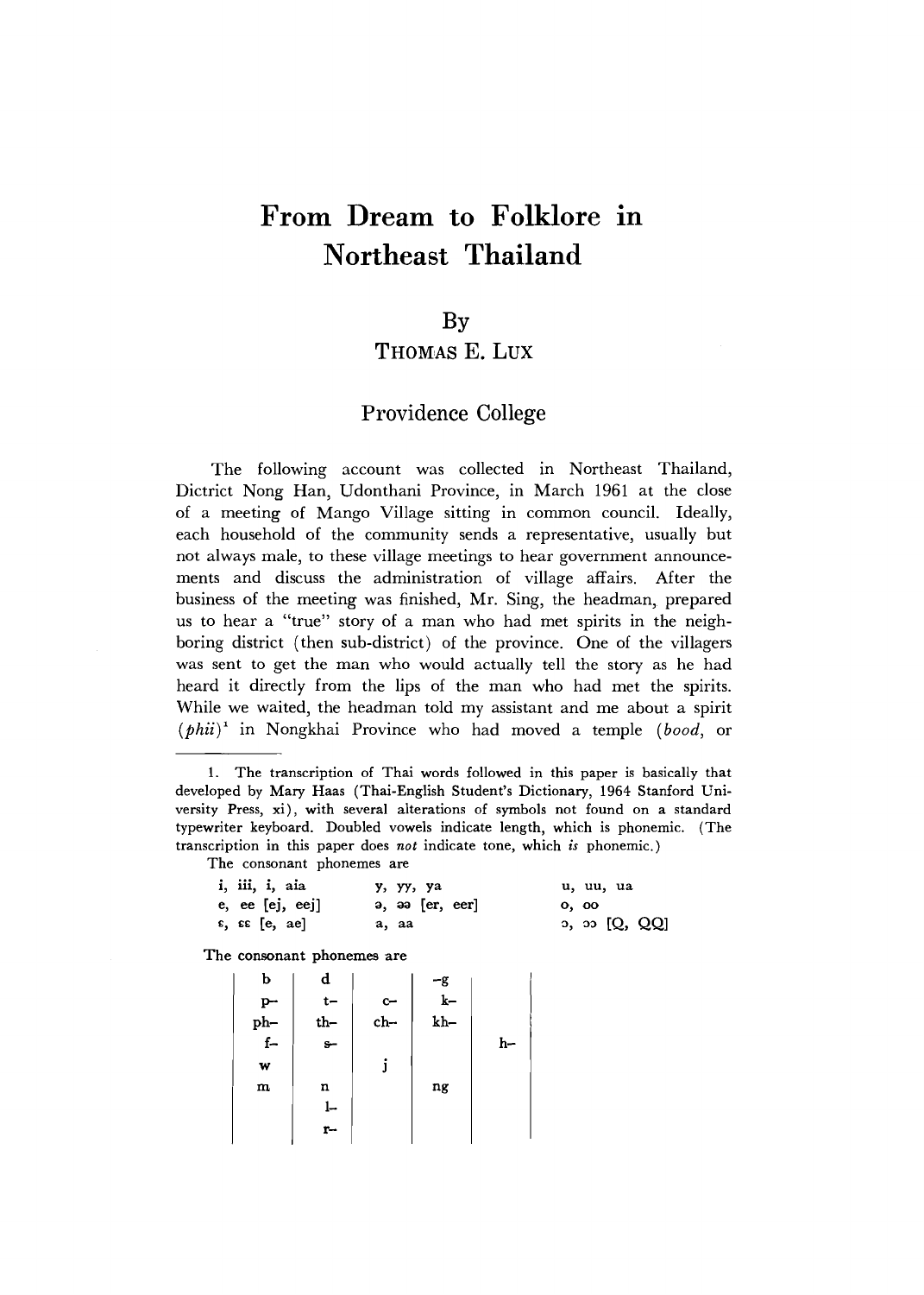# From Dream to Folklore in Northeast Thailand

By

THOMAS E. LUX

Providence College

The following account was collected in Northeast Thailand, Dictrict Nong Han, Udonthani Province, in March 1961 at the close of a meeting of Mango Village sitting in common council. Ideally, each household of the community sends a representative, usually but not always male, to these village meetings to hear government announcements and discuss the administration of village affairs. After the business of the meeting was finished, Mr. Sing, the headman, prepared us to hear a "true" story of a man who had met spirits in the neighboring district (then sub-district) of the province. One of the villagers was sent to get the man who would actually tell the story as he had heard it directly from the lips of the man who had met the spirits. While we waited, the headman told my assistant and me about a spirit (*phii*)[1] in Nongkhai Province who had moved a temple (*bood*, or

---

1. The transcription of Thai words followed in this paper is basically that developed by Mary Haas (Thai-English Student's Dictionary, 1964 Stanford University Press, xi), with several alterations of symbols not found on a standard typewriter keyboard. Doubled vowels indicate length, which is phonemic. (The transcription in this paper does *not* indicate tone, which *is* phonemic.)

The consonant phonemes are

| | | |
|---|---|---|
| i, iii, i, aia | y, yy, ya | u, uu, ua |
| e, ee [ej, eej] | ə, əə [er, eer] | o, oo |
| ɛ, ɛɛ [e, ae] | a, aa | ɔ, ɔɔ [Q, QQ] |

The consonant phonemes are

| | | | | |
|---|---|---|---|---|
| b | d | | -g | |
| p- | t- | c- | k- | |
| ph- | th- | ch- | kh- | |
| f- | s- | | | h- |
| w | | j | | |
| m | n | | ng | |
| | l- | | | |
| | r- | | | |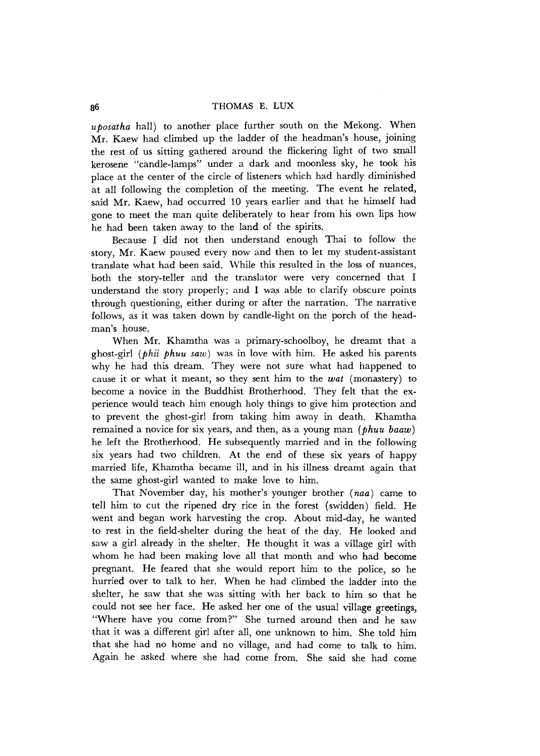*uposatha* hall) to another place further south on the Mekong. When Mr. Kaew had climbed up the ladder of the headman's house, joining the rest of us sitting gathered around the flickering light of two small kerosene "candle-lamps" under a dark and moonless sky, he took his place at the center of the circle of listeners which had hardly diminished at all following the completion of the meeting. The event he related, said Mr. Kaew, had occurred 10 years earlier and that he himself had gone to meet the man quite deliberately to hear from his own lips how he had been taken away to the land of the spirits.

Because I did not then understand enough Thai to follow the story, Mr. Kaew paused every now and then to let my student-assistant translate what had been said. While this resulted in the loss of nuances, both the story-teller and the translator were very concerned that I understand the story properly; and I was able to clarify obscure points through questioning, either during or after the narration. The narrative follows, as it was taken down by candle-light on the porch of the headman's house.

When Mr. Khamtha was a primary-schoolboy, he dreamt that a ghost-girl (*phii phuu saw*) was in love with him. He asked his parents why he had this dream. They were not sure what had happened to cause it or what it meant, so they sent him to the *wat* (monastery) to become a novice in the Buddhist Brotherhood. They felt that the experience would teach him enough holy things to give him protection and to prevent the ghost-girl from taking him away in death. Khamtha remained a novice for six years, and then, as a young man (*phuu baaw*) he left the Brotherhood. He subsequently married and in the following six years had two children. At the end of these six years of happy married life, Khamtha became ill, and in his illness dreamt again that the same ghost-girl wanted to make love to him.

That November day, his mother's younger brother (*naa*) came to tell him to cut the ripened dry rice in the forest (swidden) field. He went and began work harvesting the crop. About mid-day, he wanted to rest in the field-shelter during the heat of the day. He looked and saw a girl already in the shelter. He thought it was a village girl with whom he had been making love all that month and who had become pregnant. He feared that she would report him to the police, so he hurried over to talk to her. When he had climbed the ladder into the shelter, he saw that she was sitting with her back to him so that he could not see her face. He asked her one of the usual village greetings, "Where have you come from?" She turned around then and he saw that it was a different girl after all, one unknown to him. She told him that she had no home and no village, and had come to talk to him. Again he asked where she had come from. She said she had come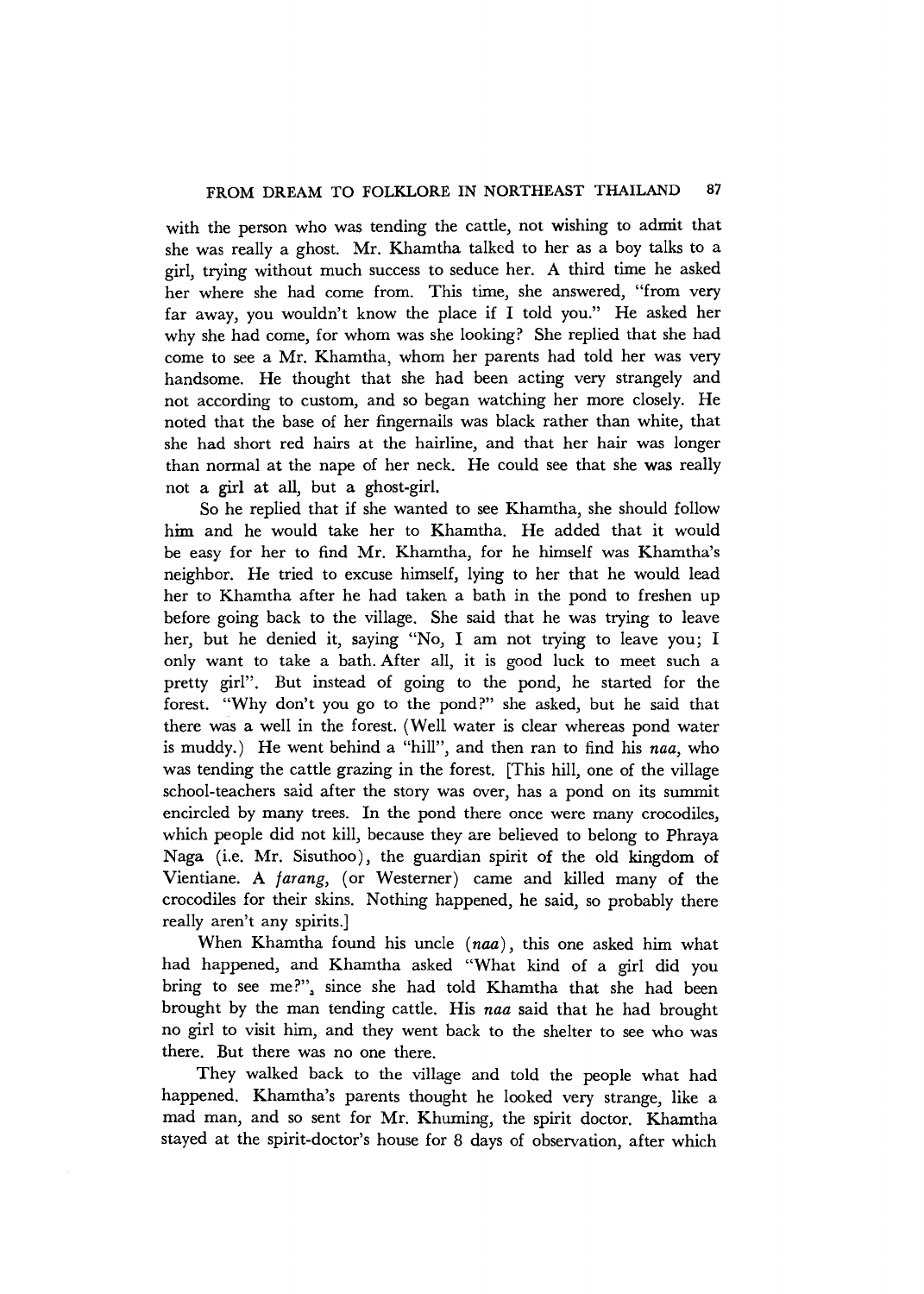with the person who was tending the cattle, not wishing to admit that she was really a ghost. Mr. Khamtha talked to her as a boy talks to a girl, trying without much success to seduce her. A third time he asked her where she had come from. This time, she answered, "from very far away, you wouldn't know the place if I told you." He asked her why she had come, for whom was she looking? She replied that she had come to see a Mr. Khamtha, whom her parents had told her was very handsome. He thought that she had been acting very strangely and not according to custom, and so began watching her more closely. He noted that the base of her fingernails was black rather than white, that she had short red hairs at the hairline, and that her hair was longer than normal at the nape of her neck. He could see that she was really not a girl at all, but a ghost-girl.

So he replied that if she wanted to see Khamtha, she should follow him and he would take her to Khamtha. He added that it would be easy for her to find Mr. Khamtha, for he himself was Khamtha's neighbor. He tried to excuse himself, lying to her that he would lead her to Khamtha after he had taken a bath in the pond to freshen up before going back to the village. She said that he was trying to leave her, but he denied it, saying "No, I am not trying to leave you; I only want to take a bath. After all, it is good luck to meet such a pretty girl". But instead of going to the pond, he started for the forest. "Why don't you go to the pond?" she asked, but he said that there was a well in the forest. (Well water is clear whereas pond water is muddy.) He went behind a "hill", and then ran to find his *naa*, who was tending the cattle grazing in the forest. [This hill, one of the village school-teachers said after the story was over, has a pond on its summit encircled by many trees. In the pond there once were many crocodiles, which people did not kill, because they are believed to belong to Phraya Naga (i.e. Mr. Sisuthoo), the guardian spirit of the old kingdom of Vientiane. A *farang*, (or Westerner) came and killed many of the crocodiles for their skins. Nothing happened, he said, so probably there really aren't any spirits.]

When Khamtha found his uncle (*naa*), this one asked him what had happened, and Khamtha asked "What kind of a girl did you bring to see me?", since she had told Khamtha that she had been brought by the man tending cattle. His *naa* said that he had brought no girl to visit him, and they went back to the shelter to see who was there. But there was no one there.

They walked back to the village and told the people what had happened. Khamtha's parents thought he looked very strange, like a mad man, and so sent for Mr. Khuming, the spirit doctor. Khamtha stayed at the spirit-doctor's house for 8 days of observation, after which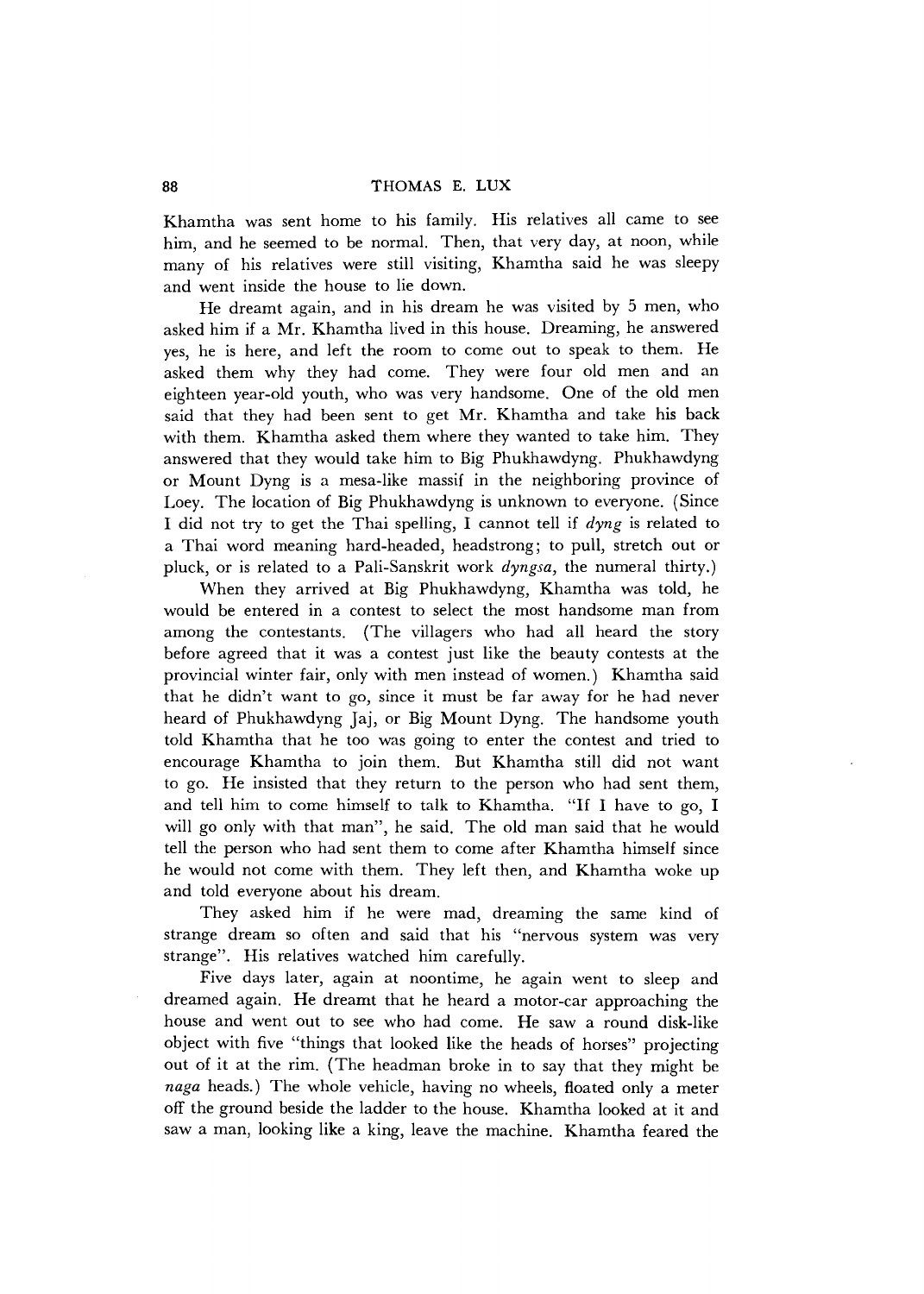Khamtha was sent home to his family. His relatives all came to see him, and he seemed to be normal. Then, that very day, at noon, while many of his relatives were still visiting, Khamtha said he was sleepy and went inside the house to lie down.

He dreamt again, and in his dream he was visited by 5 men, who asked him if a Mr. Khamtha lived in this house. Dreaming, he answered yes, he is here, and left the room to come out to speak to them. He asked them why they had come. They were four old men and an eighteen year-old youth, who was very handsome. One of the old men said that they had been sent to get Mr. Khamtha and take his back with them. Khamtha asked them where they wanted to take him. They answered that they would take him to Big Phukhawdyng. Phukhawdyng or Mount Dyng is a mesa-like massif in the neighboring province of Loey. The location of Big Phukhawdyng is unknown to everyone. (Since I did not try to get the Thai spelling, I cannot tell if *dyng* is related to a Thai word meaning hard-headed, headstrong; to pull, stretch out or pluck, or is related to a Pali-Sanskrit work *dyngsa*, the numeral thirty.)

When they arrived at Big Phukhawdyng, Khamtha was told, he would be entered in a contest to select the most handsome man from among the contestants. (The villagers who had all heard the story before agreed that it was a contest just like the beauty contests at the provincial winter fair, only with men instead of women.) Khamtha said that he didn't want to go, since it must be far away for he had never heard of Phukhawdyng Jaj, or Big Mount Dyng. The handsome youth told Khamtha that he too was going to enter the contest and tried to encourage Khamtha to join them. But Khamtha still did not want to go. He insisted that they return to the person who had sent them, and tell him to come himself to talk to Khamtha. "If I have to go, I will go only with that man", he said. The old man said that he would tell the person who had sent them to come after Khamtha himself since he would not come with them. They left then, and Khamtha woke up and told everyone about his dream.

They asked him if he were mad, dreaming the same kind of strange dream so often and said that his "nervous system was very strange". His relatives watched him carefully.

Five days later, again at noontime, he again went to sleep and dreamed again. He dreamt that he heard a motor-car approaching the house and went out to see who had come. He saw a round disk-like object with five "things that looked like the heads of horses" projecting out of it at the rim. (The headman broke in to say that they might be *naga* heads.) The whole vehicle, having no wheels, floated only a meter off the ground beside the ladder to the house. Khamtha looked at it and saw a man, looking like a king, leave the machine. Khamtha feared the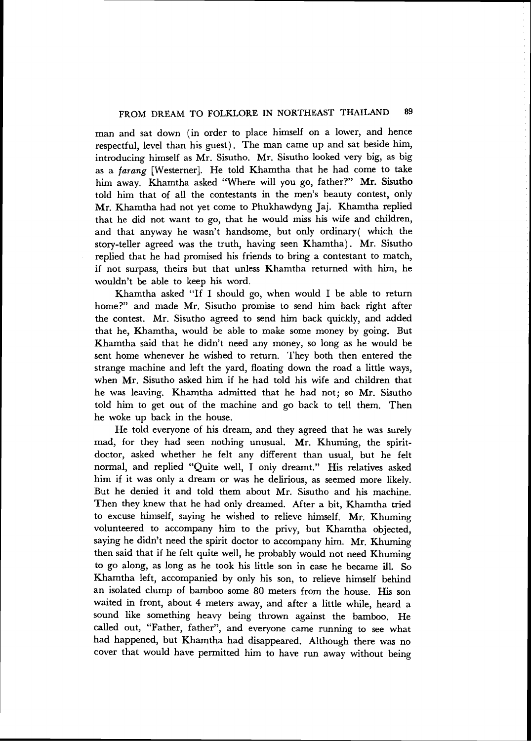man and sat down (in order to place himself on a lower, and hence respectful, level than his guest). The man came up and sat beside him, introducing himself as Mr. Sisutho. Mr. Sisutho looked very big, as big as a *farang* [Westerner]. He told Khamtha that he had come to take him away. Khamtha asked "Where will you go, father?" Mr. Sisutho told him that of all the contestants in the men's beauty contest, only Mr. Khamtha had not yet come to Phukhawdyng Jaj. Khamtha replied that he did not want to go, that he would miss his wife and children, and that anyway he wasn't handsome, but only ordinary( which the story-teller agreed was the truth, having seen Khamtha). Mr. Sisutho replied that he had promised his friends to bring a contestant to match, if not surpass, theirs but that unless Khamtha returned with him, he wouldn't be able to keep his word.

Khamtha asked "If I should go, when would I be able to return home?" and made Mr. Sisutho promise to send him back right after the contest. Mr. Sisutho agreed to send him back quickly, and added that he, Khamtha, would be able to make some money by going. But Khamtha said that he didn't need any money, so long as he would be sent home whenever he wished to return. They both then entered the strange machine and left the yard, floating down the road a little ways, when Mr. Sisutho asked him if he had told his wife and children that he was leaving. Khamtha admitted that he had not; so Mr. Sisutho told him to get out of the machine and go back to tell them. Then he woke up back in the house.

He told everyone of his dream, and they agreed that he was surely mad, for they had seen nothing unusual. Mr. Khuming, the spirit-doctor, asked whether he felt any different than usual, but he felt normal, and replied "Quite well, I only dreamt." His relatives asked him if it was only a dream or was he delirious, as seemed more likely. But he denied it and told them about Mr. Sisutho and his machine. Then they knew that he had only dreamed. After a bit, Khamtha tried to excuse himself, saying he wished to relieve himself. Mr. Khuming volunteered to accompany him to the privy, but Khamtha objected, saying he didn't need the spirit doctor to accompany him. Mr. Khuming then said that if he felt quite well, he probably would not need Khuming to go along, as long as he took his little son in case he became ill. So Khamtha left, accompanied by only his son, to relieve himself behind an isolated clump of bamboo some 80 meters from the house. His son waited in front, about 4 meters away, and after a little while, heard a sound like something heavy being thrown against the bamboo. He called out, "Father, father", and everyone came running to see what had happened, but Khamtha had disappeared. Although there was no cover that would have permitted him to have run away without being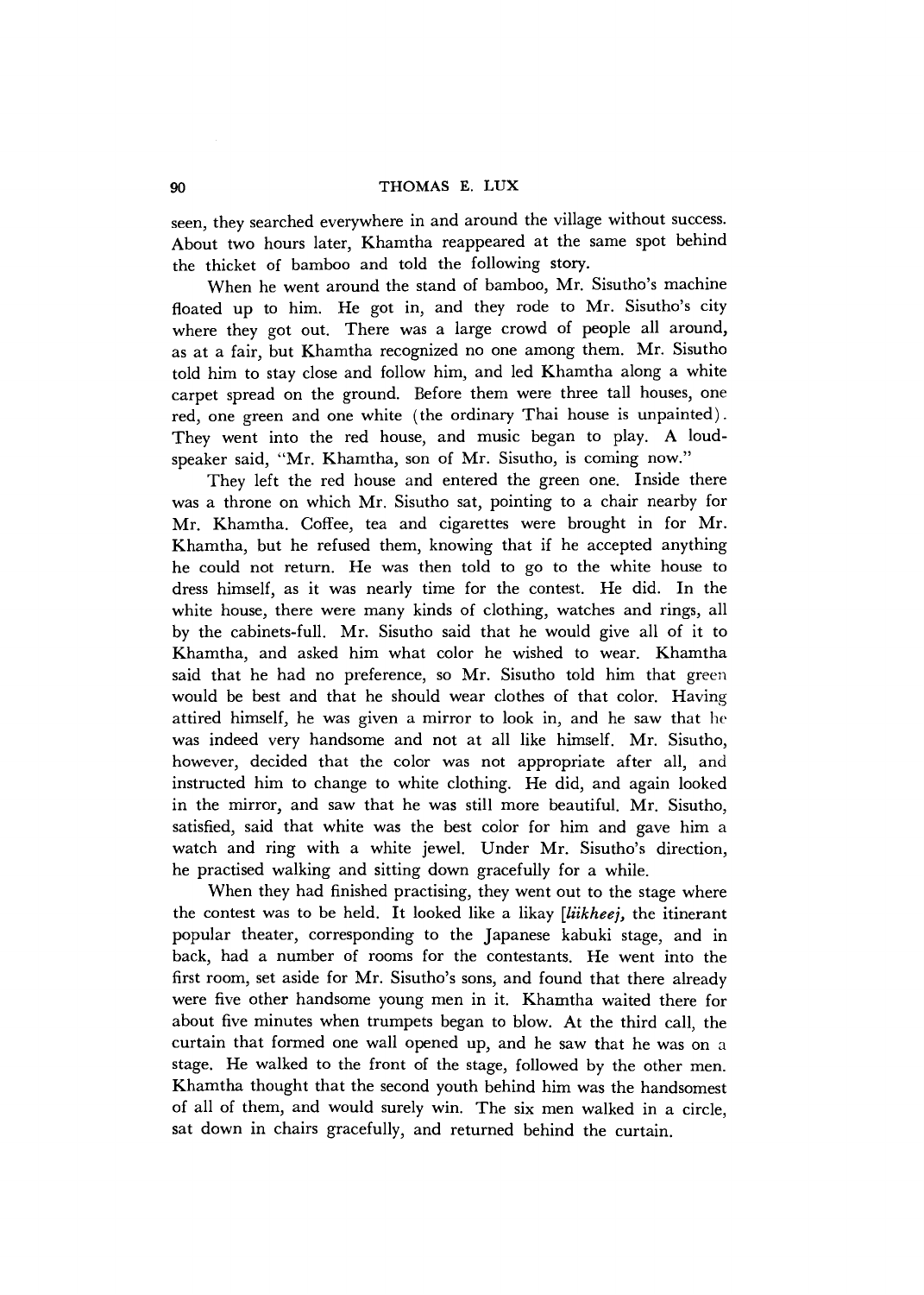seen, they searched everywhere in and around the village without success. About two hours later, Khamtha reappeared at the same spot behind the thicket of bamboo and told the following story.

When he went around the stand of bamboo, Mr. Sisutho's machine floated up to him. He got in, and they rode to Mr. Sisutho's city where they got out. There was a large crowd of people all around, as at a fair, but Khamtha recognized no one among them. Mr. Sisutho told him to stay close and follow him, and led Khamtha along a white carpet spread on the ground. Before them were three tall houses, one red, one green and one white (the ordinary Thai house is unpainted). They went into the red house, and music began to play. A loudspeaker said, "Mr. Khamtha, son of Mr. Sisutho, is coming now."

They left the red house and entered the green one. Inside there was a throne on which Mr. Sisutho sat, pointing to a chair nearby for Mr. Khamtha. Coffee, tea and cigarettes were brought in for Mr. Khamtha, but he refused them, knowing that if he accepted anything he could not return. He was then told to go to the white house to dress himself, as it was nearly time for the contest. He did. In the white house, there were many kinds of clothing, watches and rings, all by the cabinets-full. Mr. Sisutho said that he would give all of it to Khamtha, and asked him what color he wished to wear. Khamtha said that he had no preference, so Mr. Sisutho told him that green would be best and that he should wear clothes of that color. Having attired himself, he was given a mirror to look in, and he saw that he was indeed very handsome and not at all like himself. Mr. Sisutho, however, decided that the color was not appropriate after all, and instructed him to change to white clothing. He did, and again looked in the mirror, and saw that he was still more beautiful. Mr. Sisutho, satisfied, said that white was the best color for him and gave him a watch and ring with a white jewel. Under Mr. Sisutho's direction, he practised walking and sitting down gracefully for a while.

When they had finished practising, they went out to the stage where the contest was to be held. It looked like a likay [*liikheej*, the itinerant popular theater, corresponding to the Japanese kabuki stage, and in back, had a number of rooms for the contestants. He went into the first room, set aside for Mr. Sisutho's sons, and found that there already were five other handsome young men in it. Khamtha waited there for about five minutes when trumpets began to blow. At the third call, the curtain that formed one wall opened up, and he saw that he was on a stage. He walked to the front of the stage, followed by the other men. Khamtha thought that the second youth behind him was the handsomest of all of them, and would surely win. The six men walked in a circle, sat down in chairs gracefully, and returned behind the curtain.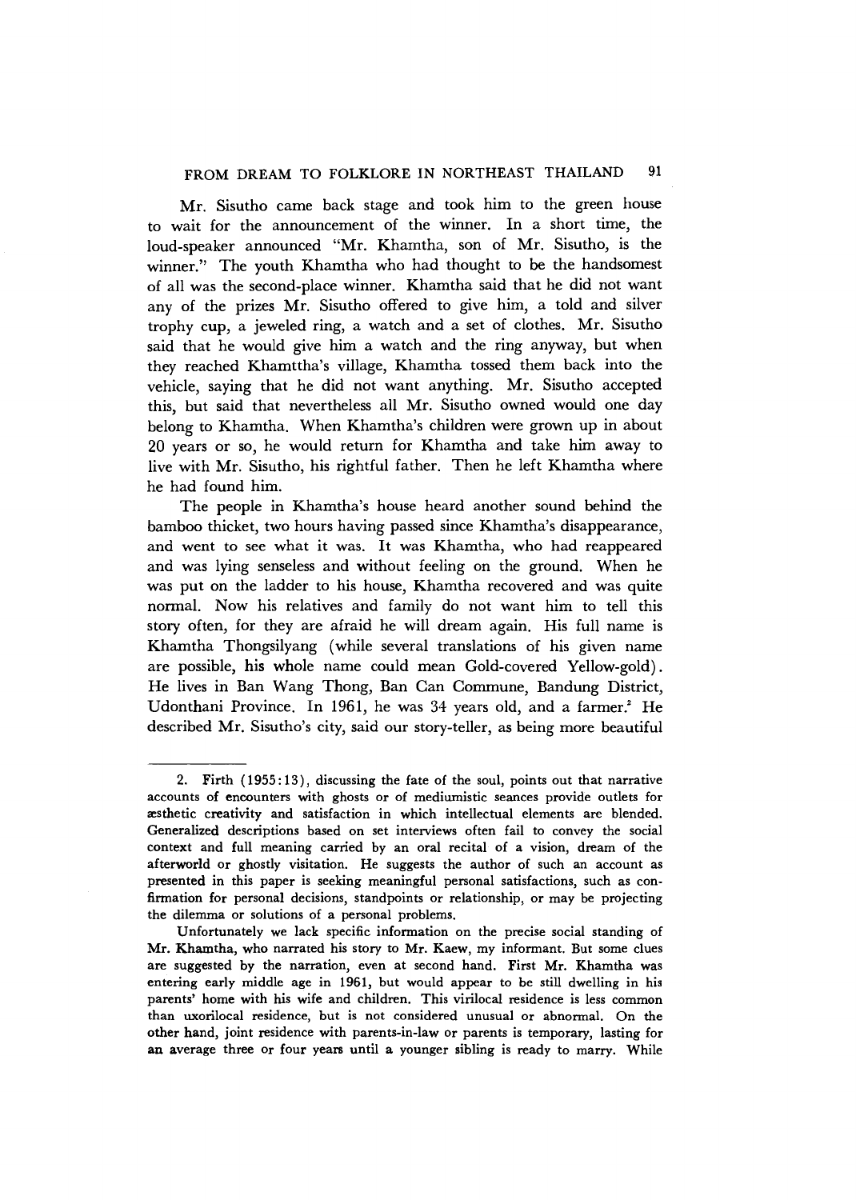Mr. Sisutho came back stage and took him to the green house to wait for the announcement of the winner. In a short time, the loud-speaker announced "Mr. Khamtha, son of Mr. Sisutho, is the winner." The youth Khamtha who had thought to be the handsomest of all was the second-place winner. Khamtha said that he did not want any of the prizes Mr. Sisutho offered to give him, a told and silver trophy cup, a jeweled ring, a watch and a set of clothes. Mr. Sisutho said that he would give him a watch and the ring anyway, but when they reached Khamttha's village, Khamtha tossed them back into the vehicle, saying that he did not want anything. Mr. Sisutho accepted this, but said that nevertheless all Mr. Sisutho owned would one day belong to Khamtha. When Khamtha's children were grown up in about 20 years or so, he would return for Khamtha and take him away to live with Mr. Sisutho, his rightful father. Then he left Khamtha where he had found him.

The people in Khamtha's house heard another sound behind the bamboo thicket, two hours having passed since Khamtha's disappearance, and went to see what it was. It was Khamtha, who had reappeared and was lying senseless and without feeling on the ground. When he was put on the ladder to his house, Khamtha recovered and was quite normal. Now his relatives and family do not want him to tell this story often, for they are afraid he will dream again. His full name is Khamtha Thongsilyang (while several translations of his given name are possible, his whole name could mean Gold-covered Yellow-gold). He lives in Ban Wang Thong, Ban Can Commune, Bandung District, Udonthani Province. In 1961, he was 34 years old, and a farmer.[2] He described Mr. Sisutho's city, said our story-teller, as being more beautiful

---

2. Firth (1955:13), discussing the fate of the soul, points out that narrative accounts of encounters with ghosts or of mediumistic seances provide outlets for æsthetic creativity and satisfaction in which intellectual elements are blended. Generalized descriptions based on set interviews often fail to convey the social context and full meaning carried by an oral recital of a vision, dream of the afterworld or ghostly visitation. He suggests the author of such an account as presented in this paper is seeking meaningful personal satisfactions, such as confirmation for personal decisions, standpoints or relationship, or may be projecting the dilemma or solutions of a personal problems.

Unfortunately we lack specific information on the precise social standing of Mr. Khamtha, who narrated his story to Mr. Kaew, my informant. But some clues are suggested by the narration, even at second hand. First Mr. Khamtha was entering early middle age in 1961, but would appear to be still dwelling in his parents' home with his wife and children. This virilocal residence is less common than uxorilocal residence, but is not considered unusual or abnormal. On the other hand, joint residence with parents-in-law or parents is temporary, lasting for an average three or four years until a younger sibling is ready to marry. While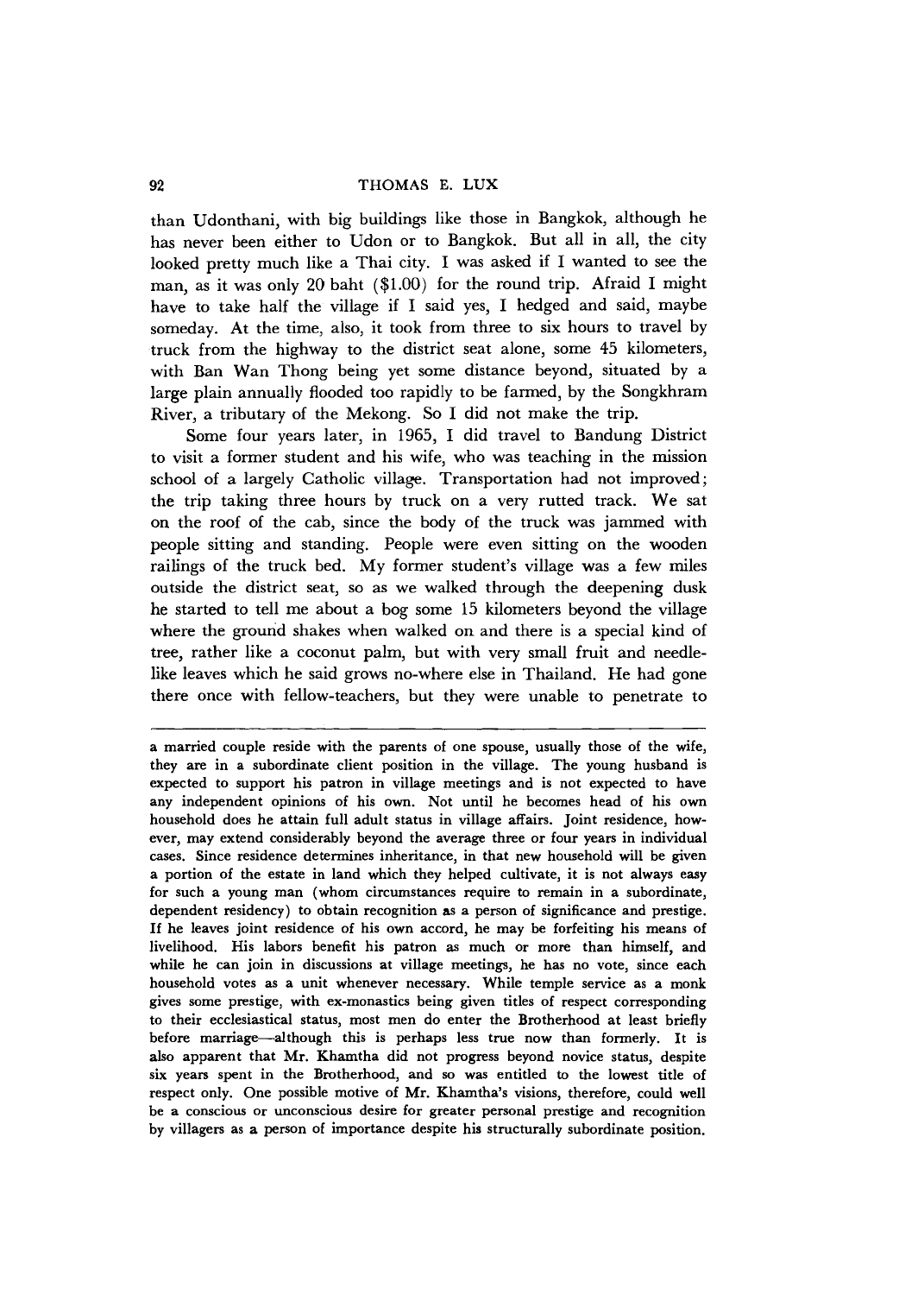than Udonthani, with big buildings like those in Bangkok, although he has never been either to Udon or to Bangkok. But all in all, the city looked pretty much like a Thai city. I was asked if I wanted to see the man, as it was only 20 baht ($1.00) for the round trip. Afraid I might have to take half the village if I said yes, I hedged and said, maybe someday. At the time, also, it took from three to six hours to travel by truck from the highway to the district seat alone, some 45 kilometers, with Ban Wan Thong being yet some distance beyond, situated by a large plain annually flooded too rapidly to be farmed, by the Songkhram River, a tributary of the Mekong. So I did not make the trip.

Some four years later, in 1965, I did travel to Bandung District to visit a former student and his wife, who was teaching in the mission school of a largely Catholic village. Transportation had not improved; the trip taking three hours by truck on a very rutted track. We sat on the roof of the cab, since the body of the truck was jammed with people sitting and standing. People were even sitting on the wooden railings of the truck bed. My former student's village was a few miles outside the district seat, so as we walked through the deepening dusk he started to tell me about a bog some 15 kilometers beyond the village where the ground shakes when walked on and there is a special kind of tree, rather like a coconut palm, but with very small fruit and needle-like leaves which he said grows no-where else in Thailand. He had gone there once with fellow-teachers, but they were unable to penetrate to

---

a married couple reside with the parents of one spouse, usually those of the wife, they are in a subordinate client position in the village. The young husband is expected to support his patron in village meetings and is not expected to have any independent opinions of his own. Not until he becomes head of his own household does he attain full adult status in village affairs. Joint residence, however, may extend considerably beyond the average three or four years in individual cases. Since residence determines inheritance, in that new household will be given a portion of the estate in land which they helped cultivate, it is not always easy for such a young man (whom circumstances require to remain in a subordinate, dependent residency) to obtain recognition as a person of significance and prestige. If he leaves joint residence of his own accord, he may be forfeiting his means of livelihood. His labors benefit his patron as much or more than himself, and while he can join in discussions at village meetings, he has no vote, since each household votes as a unit whenever necessary. While temple service as a monk gives some prestige, with ex-monastics being given titles of respect corresponding to their ecclesiastical status, most men do enter the Brotherhood at least briefly before marriage—although this is perhaps less true now than formerly. It is also apparent that Mr. Khamtha did not progress beyond novice status, despite six years spent in the Brotherhood, and so was entitled to the lowest title of respect only. One possible motive of Mr. Khamtha's visions, therefore, could well be a conscious or unconscious desire for greater personal prestige and recognition by villagers as a person of importance despite his structurally subordinate position.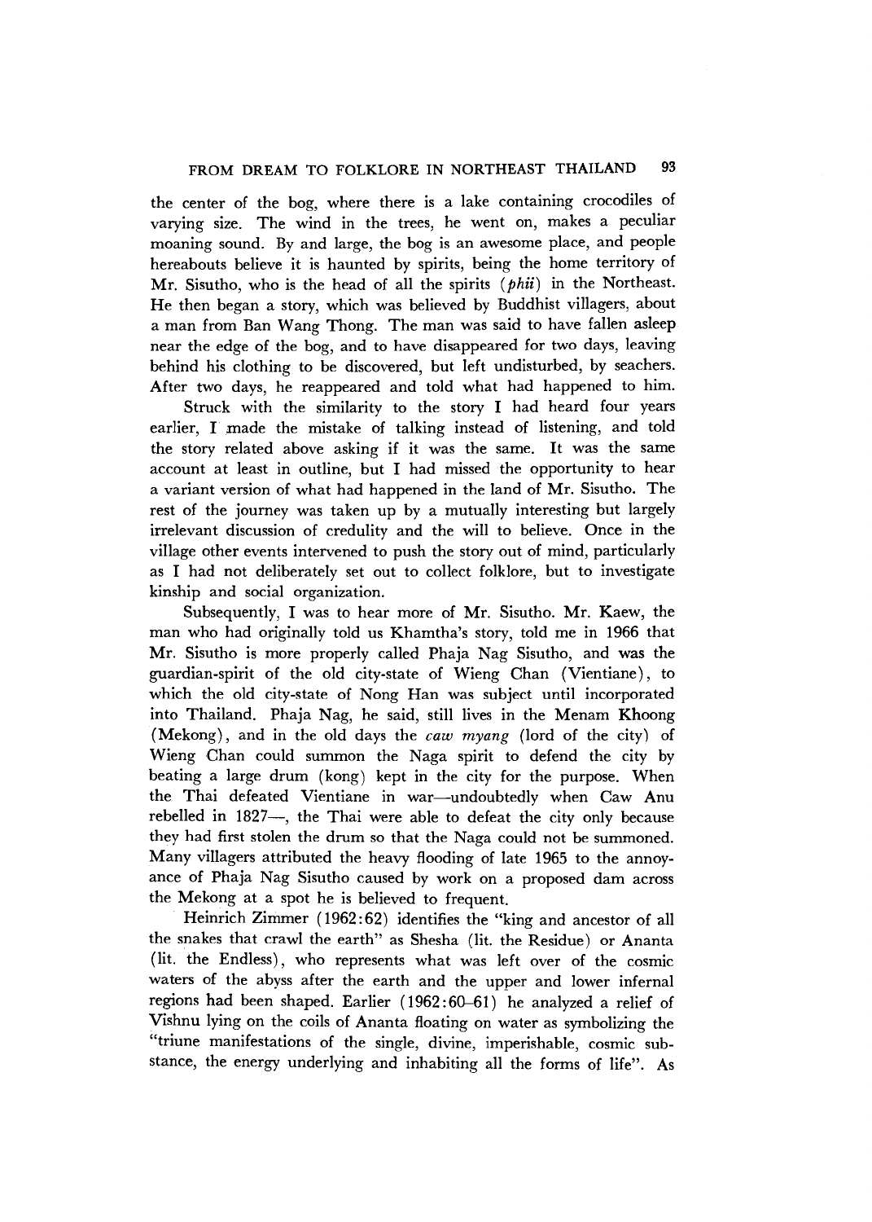the center of the bog, where there is a lake containing crocodiles of varying size. The wind in the trees, he went on, makes a peculiar moaning sound. By and large, the bog is an awesome place, and people hereabouts believe it is haunted by spirits, being the home territory of Mr. Sisutho, who is the head of all the spirits (*phii*) in the Northeast. He then began a story, which was believed by Buddhist villagers, about a man from Ban Wang Thong. The man was said to have fallen asleep near the edge of the bog, and to have disappeared for two days, leaving behind his clothing to be discovered, but left undisturbed, by seachers. After two days, he reappeared and told what had happened to him.

Struck with the similarity to the story I had heard four years earlier, I made the mistake of talking instead of listening, and told the story related above asking if it was the same. It was the same account at least in outline, but I had missed the opportunity to hear a variant version of what had happened in the land of Mr. Sisutho. The rest of the journey was taken up by a mutually interesting but largely irrelevant discussion of credulity and the will to believe. Once in the village other events intervened to push the story out of mind, particularly as I had not deliberately set out to collect folklore, but to investigate kinship and social organization.

Subsequently, I was to hear more of Mr. Sisutho. Mr. Kaew, the man who had originally told us Khamtha's story, told me in 1966 that Mr. Sisutho is more properly called Phaja Nag Sisutho, and was the guardian-spirit of the old city-state of Wieng Chan (Vientiane), to which the old city-state of Nong Han was subject until incorporated into Thailand. Phaja Nag, he said, still lives in the Menam Khoong (Mekong), and in the old days the *caw myang* (lord of the city) of Wieng Chan could summon the Naga spirit to defend the city by beating a large drum (kong) kept in the city for the purpose. When the Thai defeated Vientiane in war—undoubtedly when Caw Anu rebelled in 1827—, the Thai were able to defeat the city only because they had first stolen the drum so that the Naga could not be summoned. Many villagers attributed the heavy flooding of late 1965 to the annoyance of Phaja Nag Sisutho caused by work on a proposed dam across the Mekong at a spot he is believed to frequent.

Heinrich Zimmer (1962:62) identifies the "king and ancestor of all the snakes that crawl the earth" as Shesha (lit. the Residue) or Ananta (lit. the Endless), who represents what was left over of the cosmic waters of the abyss after the earth and the upper and lower infernal regions had been shaped. Earlier (1962:60–61) he analyzed a relief of Vishnu lying on the coils of Ananta floating on water as symbolizing the "triune manifestations of the single, divine, imperishable, cosmic substance, the energy underlying and inhabiting all the forms of life". As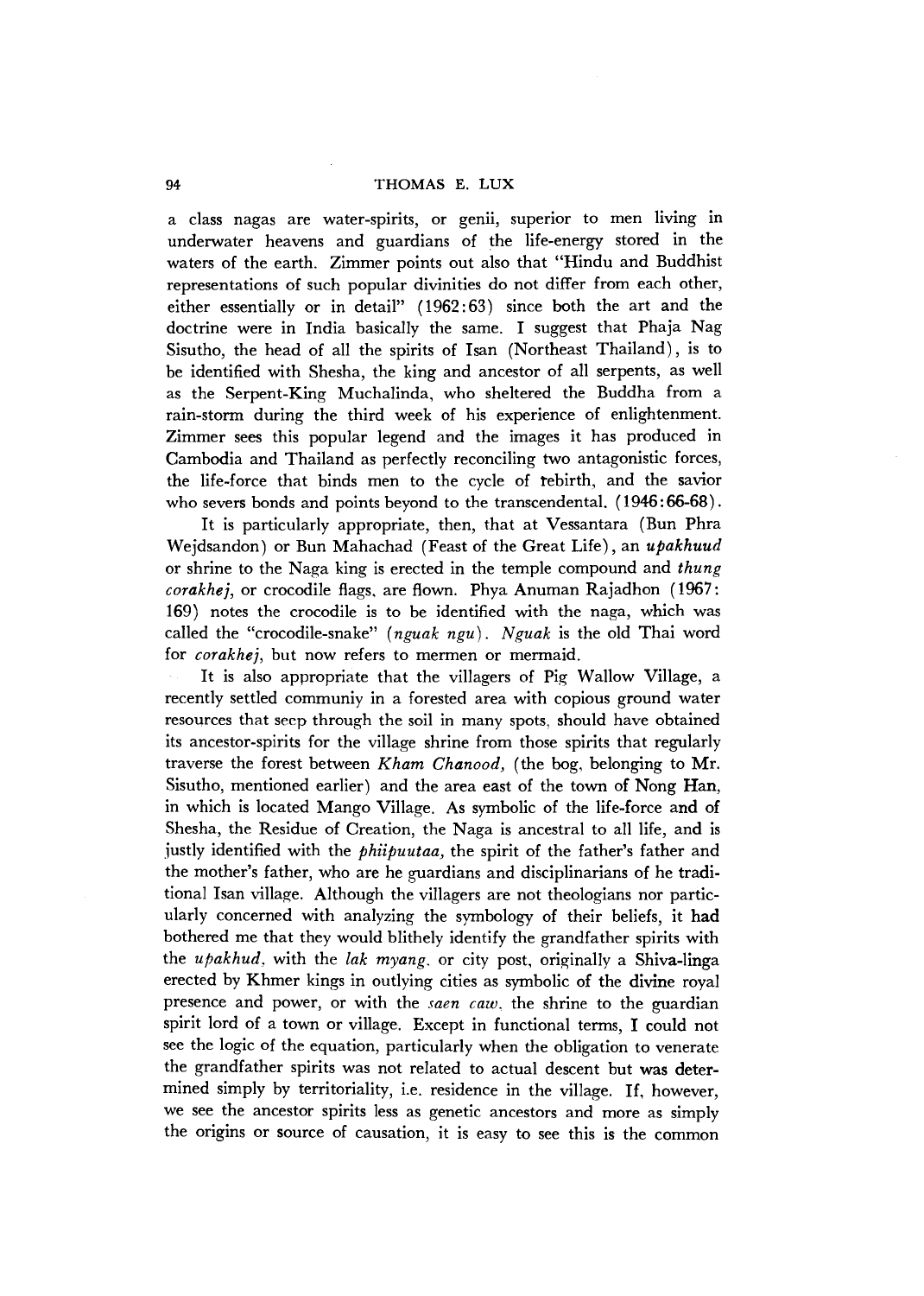a class nagas are water-spirits, or genii, superior to men living in underwater heavens and guardians of the life-energy stored in the waters of the earth. Zimmer points out also that "Hindu and Buddhist representations of such popular divinities do not differ from each other, either essentially or in detail" (1962:63) since both the art and the doctrine were in India basically the same. I suggest that Phaja Nag Sisutho, the head of all the spirits of Isan (Northeast Thailand), is to be identified with Shesha, the king and ancestor of all serpents, as well as the Serpent-King Muchalinda, who sheltered the Buddha from a rain-storm during the third week of his experience of enlightenment. Zimmer sees this popular legend and the images it has produced in Cambodia and Thailand as perfectly reconciling two antagonistic forces, the life-force that binds men to the cycle of rebirth, and the savior who severs bonds and points beyond to the transcendental. (1946:66-68).

It is particularly appropriate, then, that at Vessantara (Bun Phra Wejdsandon) or Bun Mahachad (Feast of the Great Life), an *upakhuud* or shrine to the Naga king is erected in the temple compound and *thung corakhej*, or crocodile flags, are flown. Phya Anuman Rajadhon (1967: 169) notes the crocodile is to be identified with the naga, which was called the "crocodile-snake" (*nguak ngu*). *Nguak* is the old Thai word for *corakhej*, but now refers to mermen or mermaid.

It is also appropriate that the villagers of Pig Wallow Village, a recently settled communiy in a forested area with copious ground water resources that seep through the soil in many spots, should have obtained its ancestor-spirits for the village shrine from those spirits that regularly traverse the forest between *Kham Chanood,* (the bog, belonging to Mr. Sisutho, mentioned earlier) and the area east of the town of Nong Han, in which is located Mango Village. As symbolic of the life-force and of Shesha, the Residue of Creation, the Naga is ancestral to all life, and is justly identified with the *phiipuutaa,* the spirit of the father's father and the mother's father, who are he guardians and disciplinarians of he traditional Isan village. Although the villagers are not theologians nor particularly concerned with analyzing the symbology of their beliefs, it had bothered me that they would blithely identify the grandfather spirits with the *upakhud*, with the *lak myang*, or city post, originally a Shiva-linga erected by Khmer kings in outlying cities as symbolic of the divine royal presence and power, or with the *saen caw*, the shrine to the guardian spirit lord of a town or village. Except in functional terms, I could not see the logic of the equation, particularly when the obligation to venerate the grandfather spirits was not related to actual descent but was determined simply by territoriality, i.e. residence in the village. If, however, we see the ancestor spirits less as genetic ancestors and more as simply the origins or source of causation, it is easy to see this is the common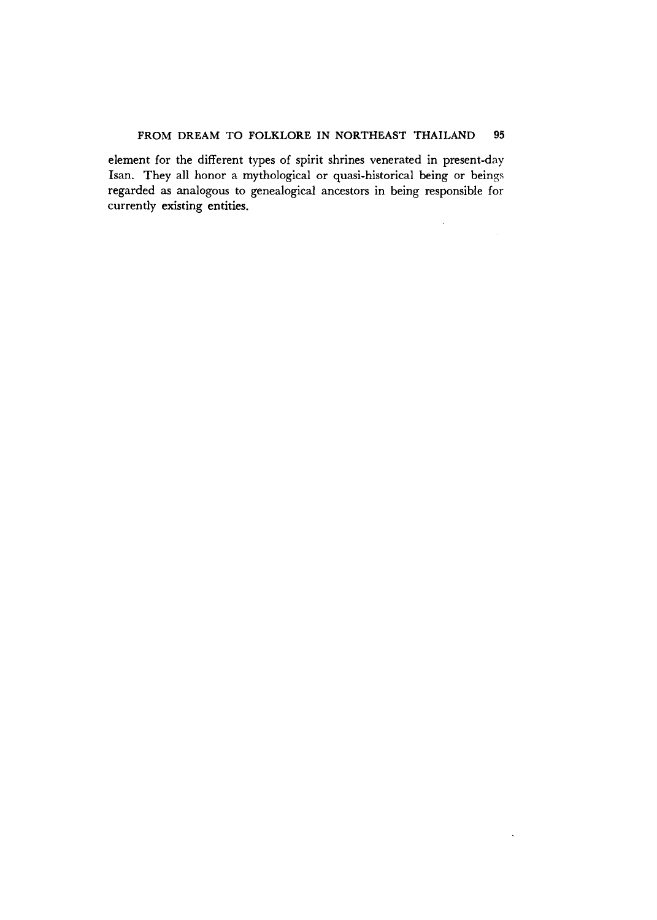element for the different types of spirit shrines venerated in present-day Isan. They all honor a mythological or quasi-historical being or beings regarded as analogous to genealogical ancestors in being responsible for currently existing entities.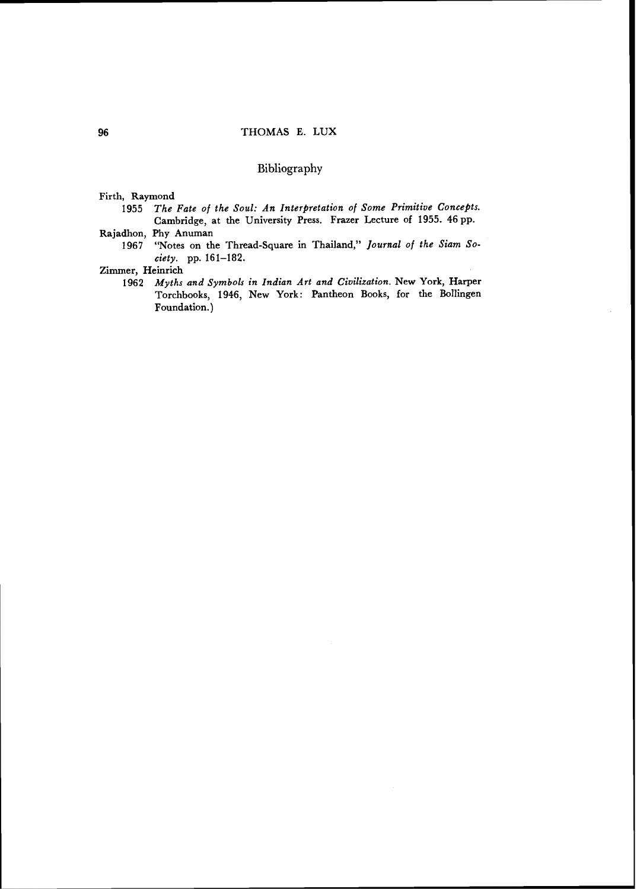## Bibliography

Firth, Raymond

1955 *The Fate of the Soul: An Interpretation of Some Primitive Concepts.* Cambridge, at the University Press. Frazer Lecture of 1955. 46 pp.

Rajadhon, Phy Anuman

1967 "Notes on the Thread-Square in Thailand," *Journal of the Siam Society.* pp. 161–182.

Zimmer, Heinrich

1962 *Myths and Symbols in Indian Art and Civilization.* New York, Harper Torchbooks, 1946, New York: Pantheon Books, for the Bollingen Foundation.)